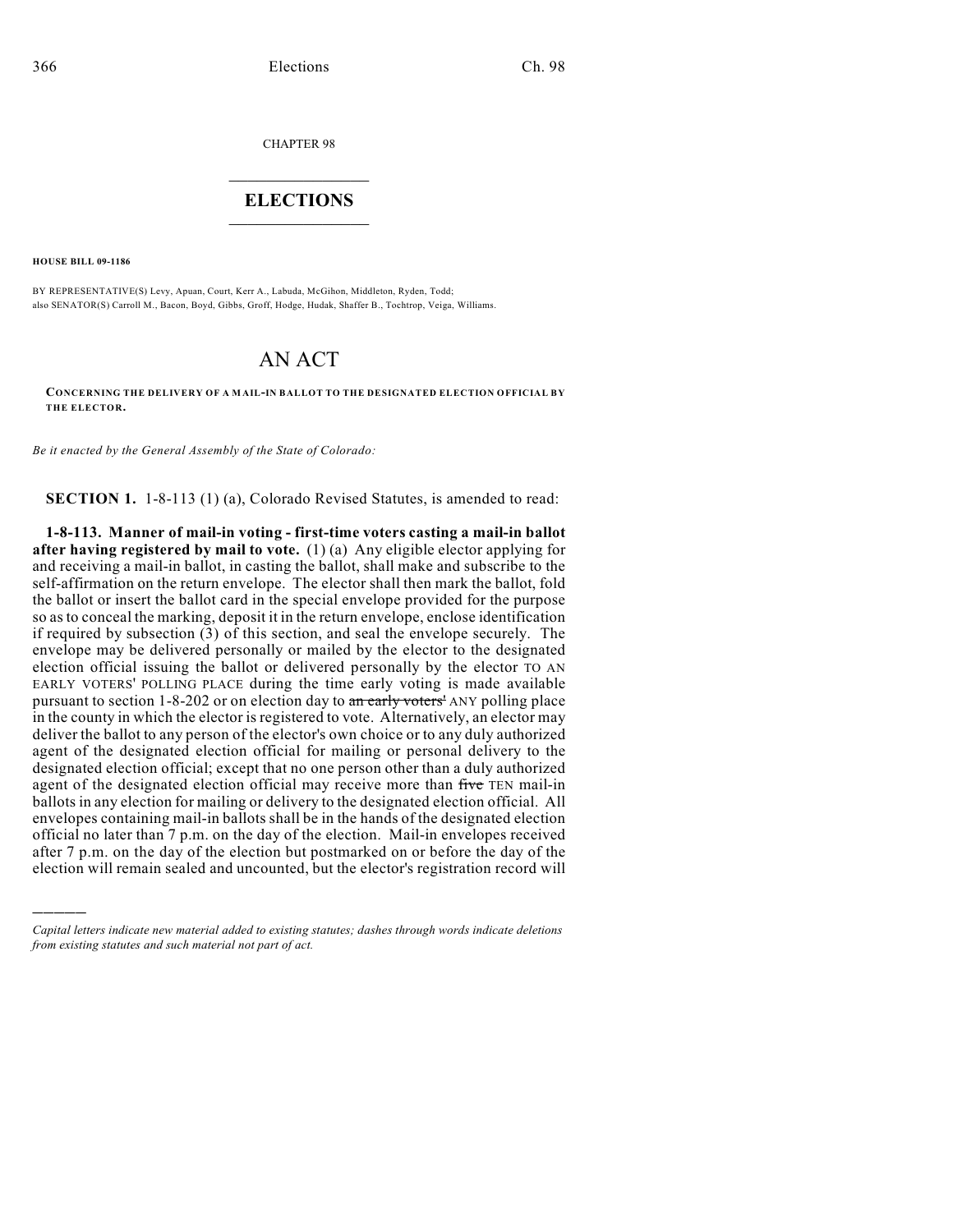CHAPTER 98

# ELECTIONS

**HOUSE BILL 09-1186**

BY REPRESENTATIVE(S) Levy, Apuan, Court, Kerr A., Labuda, McGihon, Middleton, Ryden, Todd; also SENATOR(S) Carroll M., Bacon, Boyd, Gibbs, Groff, Hodge, Hudak, Shaffer B., Tochtrop, Veiga, Williams.

# AN ACT

**CONCERNING THE DELIVERY OF A MAIL-IN BALLOT TO THE DESIGNATED ELECTION OFFICIAL BY THE ELECTOR.**

*Be it enacted by the General Assembly of the State of Colorado:*

**SECTION 1.** 1-8-113 (1) (a), Colorado Revised Statutes, is amended to read:

**1-8-113. Manner of mail-in voting - first-time voters casting a mail-in ballot after having registered by mail to vote.** (1) (a) Any eligible elector applying for and receiving a mail-in ballot, in casting the ballot, shall make and subscribe to the self-affirmation on the return envelope. The elector shall then mark the ballot, fold the ballot or insert the ballot card in the special envelope provided for the purpose so as to conceal the marking, deposit it in the return envelope, enclose identification if required by subsection (3) of this section, and seal the envelope securely. The envelope may be delivered personally or mailed by the elector to the designated election official issuing the ballot or delivered personally by the elector TO AN EARLY VOTERS' POLLING PLACE during the time early voting is made available pursuant to section 1-8-202 or on election day to ~~an early voters'~~ ANY polling place in the county in which the elector is registered to vote. Alternatively, an elector may deliver the ballot to any person of the elector's own choice or to any duly authorized agent of the designated election official for mailing or personal delivery to the designated election official; except that no one person other than a duly authorized agent of the designated election official may receive more than ~~five~~ TEN mail-in ballots in any election for mailing or delivery to the designated election official. All envelopes containing mail-in ballots shall be in the hands of the designated election official no later than 7 p.m. on the day of the election. Mail-in envelopes received after 7 p.m. on the day of the election but postmarked on or before the day of the election will remain sealed and uncounted, but the elector's registration record will

---

*Capital letters indicate new material added to existing statutes; dashes through words indicate deletions from existing statutes and such material not part of act.*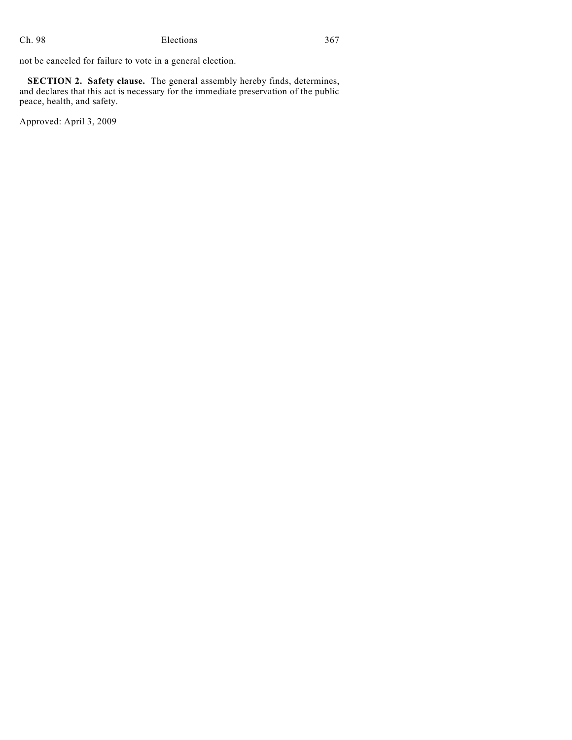not be canceled for failure to vote in a general election.

**SECTION 2. Safety clause.** The general assembly hereby finds, determines, and declares that this act is necessary for the immediate preservation of the public peace, health, and safety.

Approved: April 3, 2009